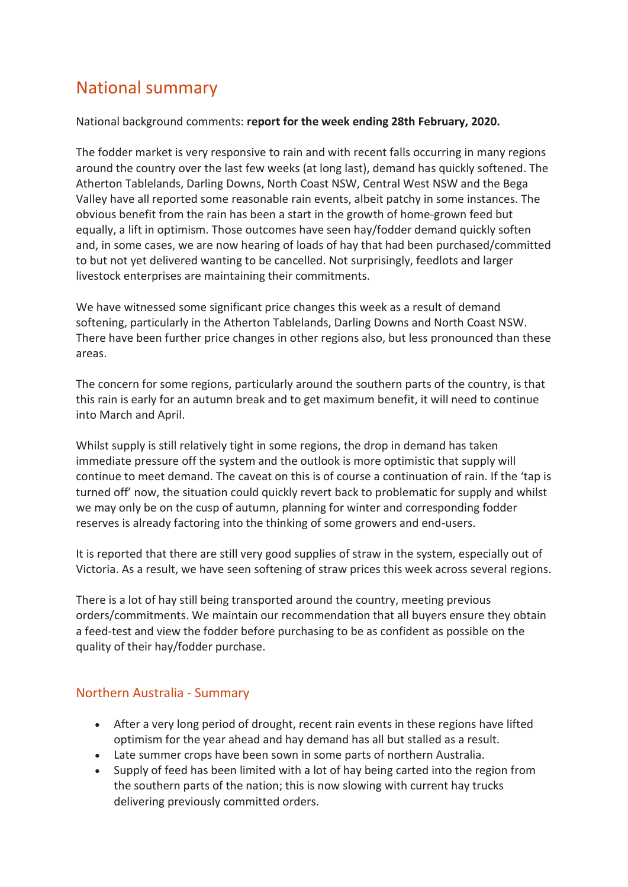# National summary

National background comments: **report for the week ending 28th February, 2020.**

The fodder market is very responsive to rain and with recent falls occurring in many regions around the country over the last few weeks (at long last), demand has quickly softened. The Atherton Tablelands, Darling Downs, North Coast NSW, Central West NSW and the Bega Valley have all reported some reasonable rain events, albeit patchy in some instances. The obvious benefit from the rain has been a start in the growth of home-grown feed but equally, a lift in optimism. Those outcomes have seen hay/fodder demand quickly soften and, in some cases, we are now hearing of loads of hay that had been purchased/committed to but not yet delivered wanting to be cancelled. Not surprisingly, feedlots and larger livestock enterprises are maintaining their commitments.

We have witnessed some significant price changes this week as a result of demand softening, particularly in the Atherton Tablelands, Darling Downs and North Coast NSW. There have been further price changes in other regions also, but less pronounced than these areas.

The concern for some regions, particularly around the southern parts of the country, is that this rain is early for an autumn break and to get maximum benefit, it will need to continue into March and April.

Whilst supply is still relatively tight in some regions, the drop in demand has taken immediate pressure off the system and the outlook is more optimistic that supply will continue to meet demand. The caveat on this is of course a continuation of rain. If the 'tap is turned off' now, the situation could quickly revert back to problematic for supply and whilst we may only be on the cusp of autumn, planning for winter and corresponding fodder reserves is already factoring into the thinking of some growers and end-users.

It is reported that there are still very good supplies of straw in the system, especially out of Victoria. As a result, we have seen softening of straw prices this week across several regions.

There is a lot of hay still being transported around the country, meeting previous orders/commitments. We maintain our recommendation that all buyers ensure they obtain a feed-test and view the fodder before purchasing to be as confident as possible on the quality of their hay/fodder purchase.

## Northern Australia - Summary

- After a very long period of drought, recent rain events in these regions have lifted optimism for the year ahead and hay demand has all but stalled as a result.
- Late summer crops have been sown in some parts of northern Australia.
- Supply of feed has been limited with a lot of hay being carted into the region from the southern parts of the nation; this is now slowing with current hay trucks delivering previously committed orders.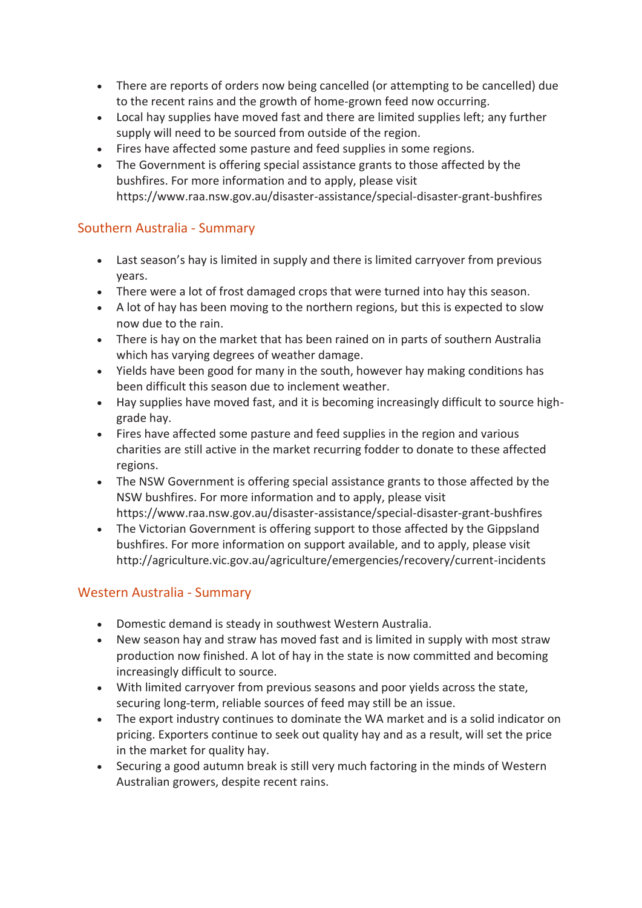- There are reports of orders now being cancelled (or attempting to be cancelled) due to the recent rains and the growth of home-grown feed now occurring.
- Local hay supplies have moved fast and there are limited supplies left; any further supply will need to be sourced from outside of the region.
- Fires have affected some pasture and feed supplies in some regions.
- The Government is offering special assistance grants to those affected by the bushfires. For more information and to apply, please visit https://www.raa.nsw.gov.au/disaster-assistance/special-disaster-grant-bushfires

## Southern Australia - Summary

- Last season's hay is limited in supply and there is limited carryover from previous years.
- There were a lot of frost damaged crops that were turned into hay this season.
- A lot of hay has been moving to the northern regions, but this is expected to slow now due to the rain.
- There is hay on the market that has been rained on in parts of southern Australia which has varying degrees of weather damage.
- Yields have been good for many in the south, however hay making conditions has been difficult this season due to inclement weather.
- Hay supplies have moved fast, and it is becoming increasingly difficult to source high-grade hay.
- Fires have affected some pasture and feed supplies in the region and various charities are still active in the market recurring fodder to donate to these affected regions.
- The NSW Government is offering special assistance grants to those affected by the NSW bushfires. For more information and to apply, please visit https://www.raa.nsw.gov.au/disaster-assistance/special-disaster-grant-bushfires
- The Victorian Government is offering support to those affected by the Gippsland bushfires. For more information on support available, and to apply, please visit http://agriculture.vic.gov.au/agriculture/emergencies/recovery/current-incidents

## Western Australia - Summary

- Domestic demand is steady in southwest Western Australia.
- New season hay and straw has moved fast and is limited in supply with most straw production now finished. A lot of hay in the state is now committed and becoming increasingly difficult to source.
- With limited carryover from previous seasons and poor yields across the state, securing long-term, reliable sources of feed may still be an issue.
- The export industry continues to dominate the WA market and is a solid indicator on pricing. Exporters continue to seek out quality hay and as a result, will set the price in the market for quality hay.
- Securing a good autumn break is still very much factoring in the minds of Western Australian growers, despite recent rains.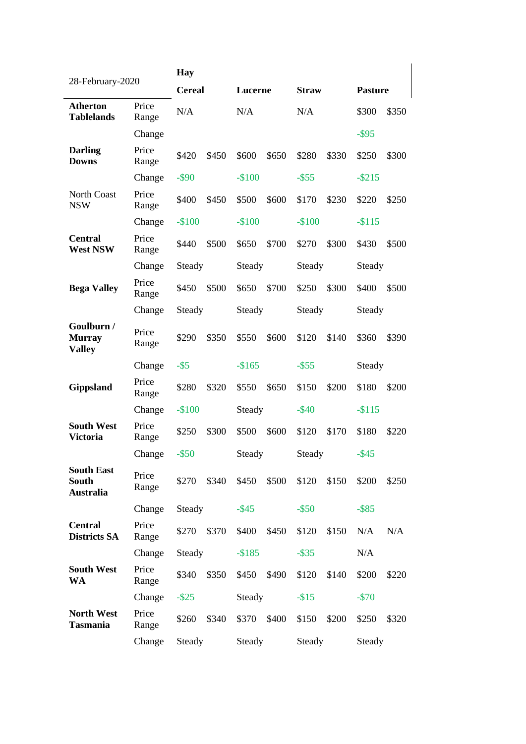| 28-February-2020 | | Hay | | | | | | | |
|---|---|---|---|---|---|---|---|---|---|
| | | Cereal | | Lucerne | | Straw | | Pasture | |
| **Atherton Tablelands** | Price Range | N/A | | N/A | | N/A | | $300 | $350 |
| | Change | | | | | | | -$95 | |
| **Darling Downs** | Price Range | $420 | $450 | $600 | $650 | $280 | $330 | $250 | $300 |
| | Change | -$90 | | -$100 | | -$55 | | -$215 | |
| North Coast NSW | Price Range | $400 | $450 | $500 | $600 | $170 | $230 | $220 | $250 |
| | Change | -$100 | | -$100 | | -$100 | | -$115 | |
| **Central West NSW** | Price Range | $440 | $500 | $650 | $700 | $270 | $300 | $430 | $500 |
| | Change | Steady | | Steady | | Steady | | Steady | |
| **Bega Valley** | Price Range | $450 | $500 | $650 | $700 | $250 | $300 | $400 | $500 |
| | Change | Steady | | Steady | | Steady | | Steady | |
| **Goulburn / Murray Valley** | Price Range | $290 | $350 | $550 | $600 | $120 | $140 | $360 | $390 |
| | Change | -$5 | | -$165 | | -$55 | | Steady | |
| **Gippsland** | Price Range | $280 | $320 | $550 | $650 | $150 | $200 | $180 | $200 |
| | Change | -$100 | | Steady | | -$40 | | -$115 | |
| **South West Victoria** | Price Range | $250 | $300 | $500 | $600 | $120 | $170 | $180 | $220 |
| | Change | -$50 | | Steady | | Steady | | -$45 | |
| **South East South Australia** | Price Range | $270 | $340 | $450 | $500 | $120 | $150 | $200 | $250 |
| | Change | Steady | | -$45 | | -$50 | | -$85 | |
| **Central Districts SA** | Price Range | $270 | $370 | $400 | $450 | $120 | $150 | N/A | N/A |
| | Change | Steady | | -$185 | | -$35 | | N/A | |
| **South West WA** | Price Range | $340 | $350 | $450 | $490 | $120 | $140 | $200 | $220 |
| | Change | -$25 | | Steady | | -$15 | | -$70 | |
| **North West Tasmania** | Price Range | $260 | $340 | $370 | $400 | $150 | $200 | $250 | $320 |
| | Change | Steady | | Steady | | Steady | | Steady | |